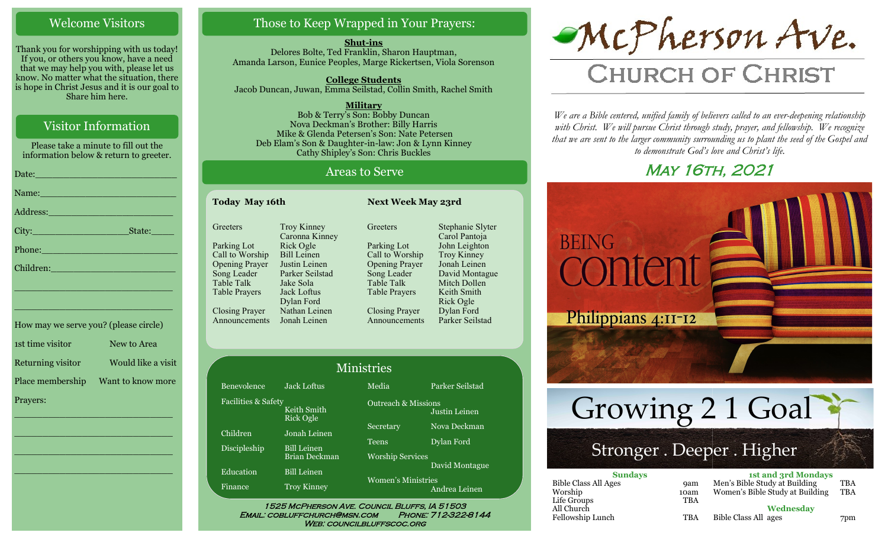## Welcome Visitors

Thank you for worshipping with us today! If you, or others you know, have a need that we may help you with, please let us know. No matter what the situation, there is hope in Christ Jesus and it is our goal to Share him here.

## Visitor Information

Please take a minute to fill out the information below & return to greeter.

Date:\_\_\_\_\_\_\_\_\_\_\_\_\_\_\_\_\_\_\_\_\_\_\_\_

Name:\_\_\_\_\_\_\_\_\_\_\_\_\_\_\_\_\_\_\_\_\_\_\_\_

Address:\_\_\_\_\_\_\_\_\_\_\_\_\_\_\_\_\_\_\_\_\_\_

City:\_\_\_\_\_\_\_\_\_\_\_\_\_\_\_\_\_\_State:\_\_\_\_\_

Phone:\_\_\_\_\_\_\_\_\_\_\_\_\_\_\_\_\_\_\_\_\_\_\_\_

Children:\_\_\_\_\_\_\_\_\_\_\_\_\_\_\_\_\_\_\_\_\_\_\_

\_\_\_\_\_\_\_\_\_\_\_\_\_\_\_\_\_\_\_\_\_\_\_\_\_\_\_\_\_\_

\_\_\_\_\_\_\_\_\_\_\_\_\_\_\_\_\_\_\_\_\_\_\_\_\_\_\_\_\_\_

How may we serve you? (please circle)

| | |
|---|---|
| 1st time visitor | New to Area |
| Returning visitor | Would like a visit |
| Place membership | Want to know more |

Prayers:

\_\_\_\_\_\_\_\_\_\_\_\_\_\_\_\_\_\_\_\_\_\_\_\_\_\_\_\_\_\_

\_\_\_\_\_\_\_\_\_\_\_\_\_\_\_\_\_\_\_\_\_\_\_\_\_\_\_\_\_\_

\_\_\_\_\_\_\_\_\_\_\_\_\_\_\_\_\_\_\_\_\_\_\_\_\_\_\_\_\_\_

\_\_\_\_\_\_\_\_\_\_\_\_\_\_\_\_\_\_\_\_\_\_\_\_\_\_\_\_\_\_

## Those to Keep Wrapped in Your Prayers:

**Shut-ins**

Delores Bolte, Ted Franklin, Sharon Hauptman, Amanda Larson, Eunice Peoples, Marge Rickertsen, Viola Sorenson

**College Students**

Jacob Duncan, Juwan, Emma Seilstad, Collin Smith, Rachel Smith

**Military**

Bob & Terry's Son: Bobby Duncan
Nova Deckman's Brother: Billy Harris
Mike & Glenda Petersen's Son: Nate Petersen
Deb Elam's Son & Daughter-in-law: Jon & Lynn Kinney
Cathy Shipley's Son: Chris Buckles

## Areas to Serve

| Today May 16th | | Next Week May 23rd | |
|---|---|---|---|
| Greeters | Troy Kinney, Caronna Kinney | Greeters | Stephanie Slyter, Carol Pantoja |
| Parking Lot | Rick Ogle | Parking Lot | John Leighton |
| Call to Worship | Bill Leinen | Call to Worship | Troy Kinney |
| Opening Prayer | Justin Leinen | Opening Prayer | Jonah Leinen |
| Song Leader | Parker Seilstad | Song Leader | David Montague |
| Table Talk | Jake Sola | Table Talk | Mitch Dollen |
| Table Prayers | Jack Loftus, Dylan Ford | Table Prayers | Keith Smith, Rick Ogle |
| Closing Prayer | Nathan Leinen | Closing Prayer | Dylan Ford |
| Announcements | Jonah Leinen | Announcements | Parker Seilstad |

## Ministries

| | | | |
|---|---|---|---|
| Benevolence | Jack Loftus | Media | Parker Seilstad |
| Facilities & Safety | Keith Smith, Rick Ogle | Outreach & Missions | Justin Leinen |
| Children | Jonah Leinen | Secretary | Nova Deckman |
| Discipleship | Bill Leinen, Brian Deckman | Teens | Dylan Ford |
| Education | Bill Leinen | Worship Services | David Montague |
| Finance | Troy Kinney | Women's Ministries | Andrea Leinen |

1525 McPherson Ave. Council Bluffs, IA 51503
Email: cobluffchurch@msn.com Phone: 712-322-8144
Web: councilbluffscoc.org

# McPherson Ave. Church of Christ

*We are a Bible centered, unified family of believers called to an ever-deepening relationship with Christ. We will pursue Christ through study, prayer, and fellowship. We recognize that we are sent to the larger community surrounding us to plant the seed of the Gospel and to demonstrate God's love and Christ's life.*

## May 16th, 2021

BEING content
Philippians 4:11-12

Growing 2 1 Goal
Stronger . Deeper . Higher

| Sundays | | 1st and 3rd Mondays | |
|---|---|---|---|
| Bible Class All Ages | 9am | Men's Bible Study at Building | TBA |
| Worship | 10am | Women's Bible Study at Building | TBA |
| Life Groups | TBA | **Wednesday** | |
| All Church Fellowship Lunch | TBA | Bible Class All ages | 7pm |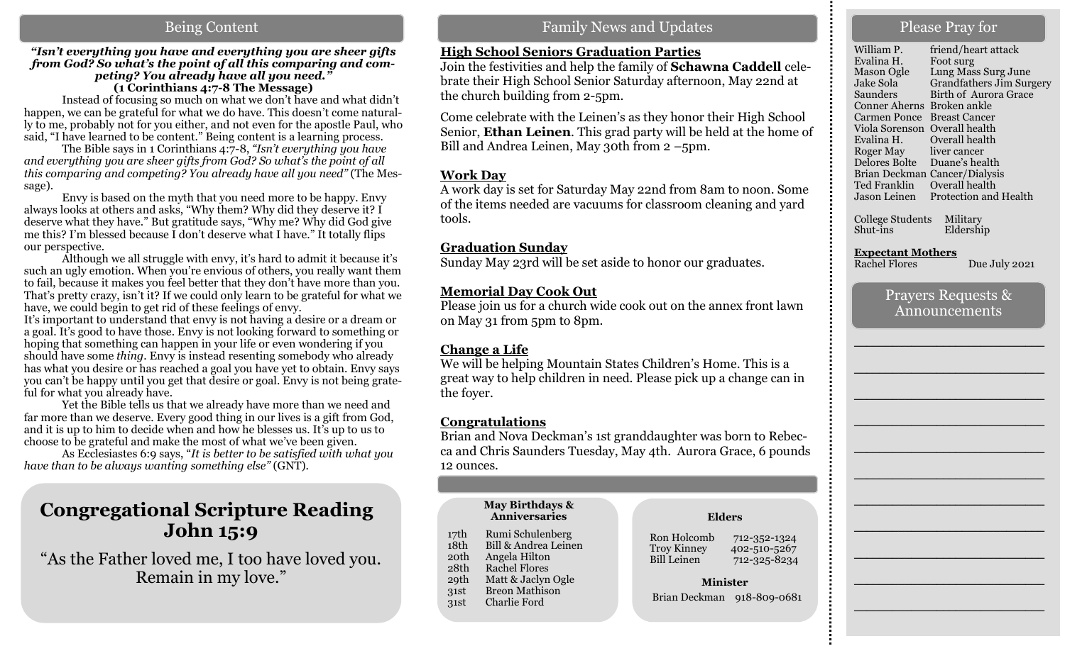## Being Content

***"Isn't everything you have and everything you are sheer gifts from God? So what's the point of all this comparing and competing? You already have all you need."***
**(1 Corinthians 4:7-8 The Message)**

Instead of focusing so much on what we don't have and what didn't happen, we can be grateful for what we do have. This doesn't come naturally to me, probably not for you either, and not even for the apostle Paul, who said, "I have learned to be content." Being content is a learning process.

The Bible says in 1 Corinthians 4:7-8, *"Isn't everything you have and everything you are sheer gifts from God? So what's the point of all this comparing and competing? You already have all you need"* (The Message).

Envy is based on the myth that you need more to be happy. Envy always looks at others and asks, "Why them? Why did they deserve it? I deserve what they have." But gratitude says, "Why me? Why did God give me this? I'm blessed because I don't deserve what I have." It totally flips our perspective.

Although we all struggle with envy, it's hard to admit it because it's such an ugly emotion. When you're envious of others, you really want them to fail, because it makes you feel better that they don't have more than you. That's pretty crazy, isn't it? If we could only learn to be grateful for what we have, we could begin to get rid of these feelings of envy.

It's important to understand that envy is not having a desire or a dream or a goal. It's good to have those. Envy is not looking forward to something or hoping that something can happen in your life or even wondering if you should have some *thing*. Envy is instead resenting somebody who already has what you desire or has reached a goal you have yet to obtain. Envy says you can't be happy until you get that desire or goal. Envy is not being grateful for what you already have.

Yet the Bible tells us that we already have more than we need and far more than we deserve. Every good thing in our lives is a gift from God, and it is up to him to decide when and how he blesses us. It's up to us to choose to be grateful and make the most of what we've been given.

As Ecclesiastes 6:9 says, "*It is better to be satisfied with what you have than to be always wanting something else"* (GNT).

# Congregational Scripture Reading John 15:9

"As the Father loved me, I too have loved you. Remain in my love."

## Family News and Updates

**High School Seniors Graduation Parties**

Join the festivities and help the family of **Schawna Caddell** celebrate their High School Senior Saturday afternoon, May 22nd at the church building from 2-5pm.

Come celebrate with the Leinen's as they honor their High School Senior, **Ethan Leinen**. This grad party will be held at the home of Bill and Andrea Leinen, May 30th from 2 –5pm.

**Work Day**

A work day is set for Saturday May 22nd from 8am to noon. Some of the items needed are vacuums for classroom cleaning and yard tools.

**Graduation Sunday**

Sunday May 23rd will be set aside to honor our graduates.

**Memorial Day Cook Out**

Please join us for a church wide cook out on the annex front lawn on May 31 from 5pm to 8pm.

**Change a Life**

We will be helping Mountain States Children's Home. This is a great way to help children in need. Please pick up a change can in the foyer.

**Congratulations**

Brian and Nova Deckman's 1st granddaughter was born to Rebecca and Chris Saunders Tuesday, May 4th. Aurora Grace, 6 pounds 12 ounces.

**May Birthdays & Anniversaries**

| | |
|---|---|
| 17th | Rumi Schulenberg |
| 18th | Bill & Andrea Leinen |
| 20th | Angela Hilton |
| 28th | Rachel Flores |
| 29th | Matt & Jaclyn Ogle |
| 31st | Breon Mathison |
| 31st | Charlie Ford |

**Elders**

| | |
|---|---|
| Ron Holcomb | 712-352-1324 |
| Troy Kinney | 402-510-5267 |
| Bill Leinen | 712-325-8234 |

**Minister**

Brian Deckman 918-809-0681

## Please Pray for

| | |
|---|---|
| William P. | friend/heart attack |
| Evalina H. | Foot surg |
| Mason Ogle | Lung Mass Surg June |
| Jake Sola | Grandfathers Jim Surgery |
| Saunders | Birth of Aurora Grace |
| Conner Aherns | Broken ankle |
| Carmen Ponce | Breast Cancer |
| Viola Sorenson | Overall health |
| Evalina H. | Overall health |
| Roger May | liver cancer |
| Delores Bolte | Duane's health |
| Brian Deckman | Cancer/Dialysis |
| Ted Franklin | Overall health |
| Jason Leinen | Protection and Health |

College Students — Military
Shut-ins — Eldership

**Expectant Mothers**

Rachel Flores — Due July 2021

## Prayers Requests & Announcements

\_\_\_\_\_\_\_\_\_\_\_\_\_\_\_\_\_\_\_\_